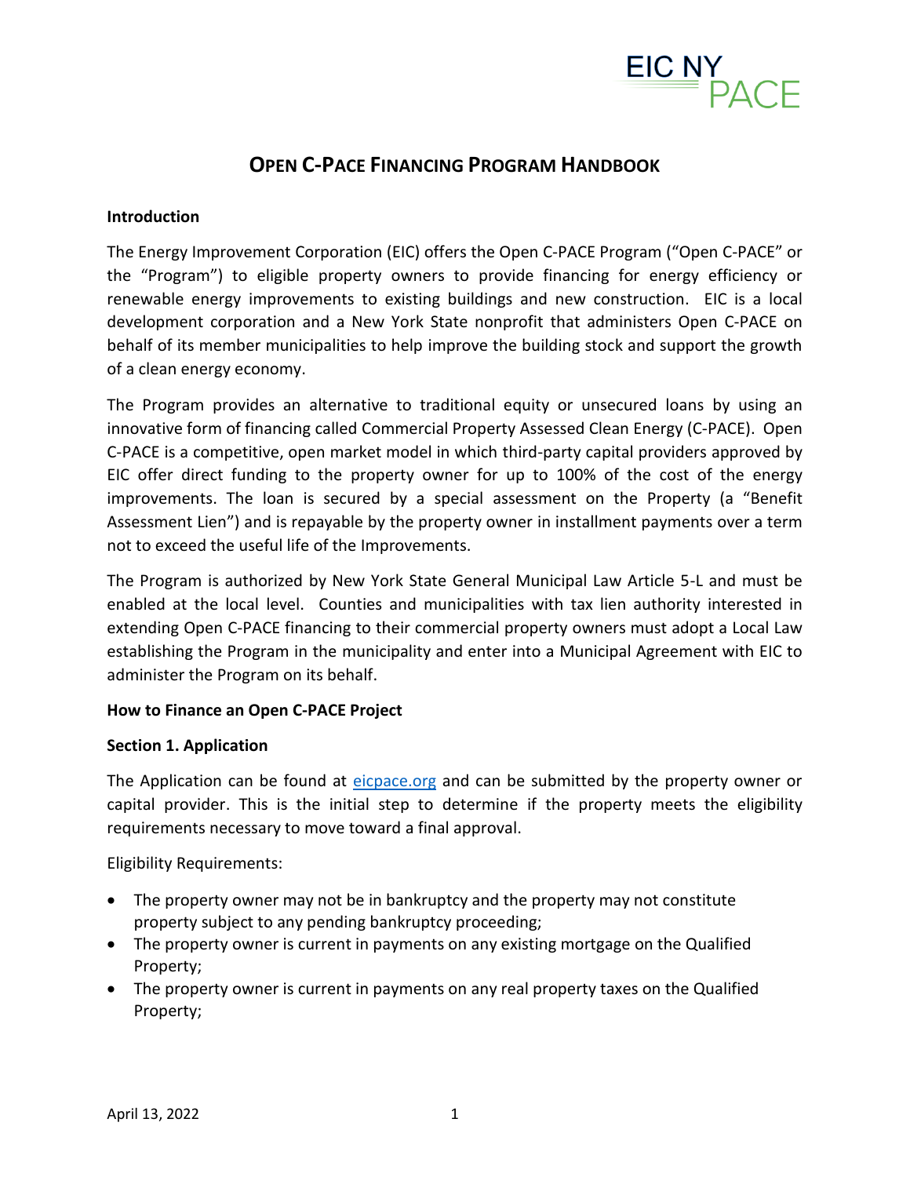# Open C-PACE Financing Program Handbook

**Introduction**

The Energy Improvement Corporation (EIC) offers the Open C-PACE Program ("Open C-PACE" or the "Program") to eligible property owners to provide financing for energy efficiency or renewable energy improvements to existing buildings and new construction. EIC is a local development corporation and a New York State nonprofit that administers Open C-PACE on behalf of its member municipalities to help improve the building stock and support the growth of a clean energy economy.

The Program provides an alternative to traditional equity or unsecured loans by using an innovative form of financing called Commercial Property Assessed Clean Energy (C-PACE). Open C-PACE is a competitive, open market model in which third-party capital providers approved by EIC offer direct funding to the property owner for up to 100% of the cost of the energy improvements. The loan is secured by a special assessment on the Property (a "Benefit Assessment Lien") and is repayable by the property owner in installment payments over a term not to exceed the useful life of the Improvements.

The Program is authorized by New York State General Municipal Law Article 5-L and must be enabled at the local level. Counties and municipalities with tax lien authority interested in extending Open C-PACE financing to their commercial property owners must adopt a Local Law establishing the Program in the municipality and enter into a Municipal Agreement with EIC to administer the Program on its behalf.

**How to Finance an Open C-PACE Project**

**Section 1. Application**

The Application can be found at [eicpace.org](eicpace.org) and can be submitted by the property owner or capital provider. This is the initial step to determine if the property meets the eligibility requirements necessary to move toward a final approval.

Eligibility Requirements:

- The property owner may not be in bankruptcy and the property may not constitute property subject to any pending bankruptcy proceeding;
- The property owner is current in payments on any existing mortgage on the Qualified Property;
- The property owner is current in payments on any real property taxes on the Qualified Property;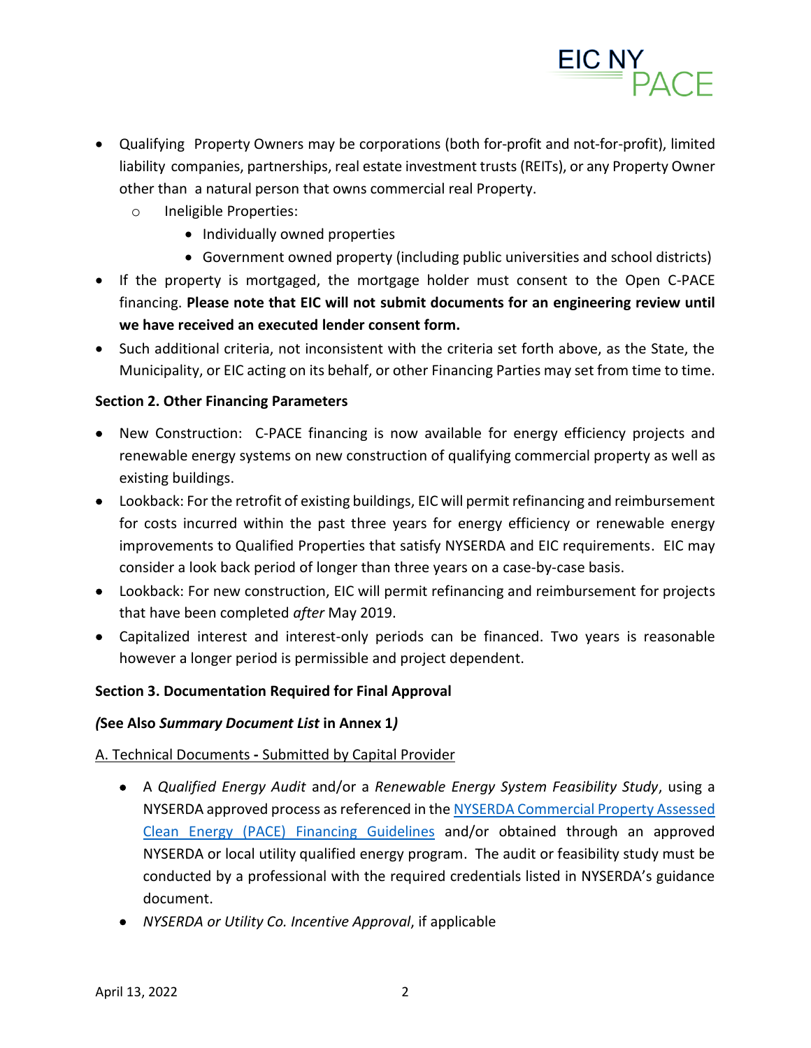- Qualifying Property Owners may be corporations (both for-profit and not-for-profit), limited liability companies, partnerships, real estate investment trusts (REITs), or any Property Owner other than a natural person that owns commercial real Property.
  - Ineligible Properties:
    - Individually owned properties
    - Government owned property (including public universities and school districts)
- If the property is mortgaged, the mortgage holder must consent to the Open C-PACE financing. **Please note that EIC will not submit documents for an engineering review until we have received an executed lender consent form.**
- Such additional criteria, not inconsistent with the criteria set forth above, as the State, the Municipality, or EIC acting on its behalf, or other Financing Parties may set from time to time.

**Section 2. Other Financing Parameters**

- New Construction: C-PACE financing is now available for energy efficiency projects and renewable energy systems on new construction of qualifying commercial property as well as existing buildings.
- Lookback: For the retrofit of existing buildings, EIC will permit refinancing and reimbursement for costs incurred within the past three years for energy efficiency or renewable energy improvements to Qualified Properties that satisfy NYSERDA and EIC requirements. EIC may consider a look back period of longer than three years on a case-by-case basis.
- Lookback: For new construction, EIC will permit refinancing and reimbursement for projects that have been completed *after* May 2019.
- Capitalized interest and interest-only periods can be financed. Two years is reasonable however a longer period is permissible and project dependent.

**Section 3. Documentation Required for Final Approval**

***(*****See Also *****Summary Document List***** in Annex 1*****)***

A. Technical Documents - Submitted by Capital Provider

- A *Qualified Energy Audit* and/or a *Renewable Energy System Feasibility Study*, using a NYSERDA approved process as referenced in the NYSERDA Commercial Property Assessed Clean Energy (PACE) Financing Guidelines and/or obtained through an approved NYSERDA or local utility qualified energy program. The audit or feasibility study must be conducted by a professional with the required credentials listed in NYSERDA's guidance document.
- *NYSERDA or Utility Co. Incentive Approval*, if applicable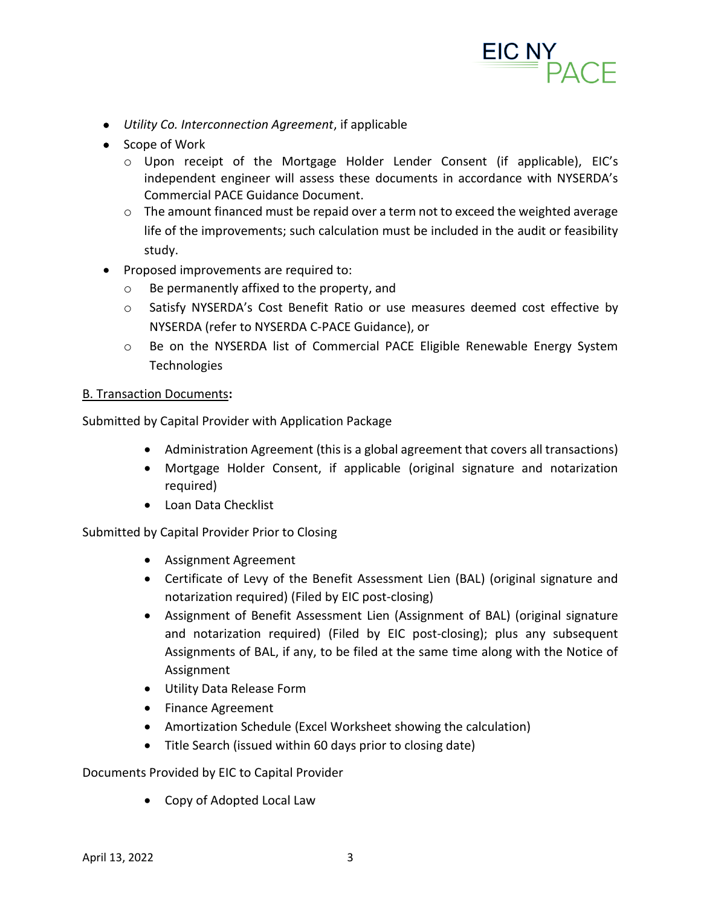- *Utility Co. Interconnection Agreement*, if applicable
- Scope of Work
  - Upon receipt of the Mortgage Holder Lender Consent (if applicable), EIC's independent engineer will assess these documents in accordance with NYSERDA's Commercial PACE Guidance Document.
  - The amount financed must be repaid over a term not to exceed the weighted average life of the improvements; such calculation must be included in the audit or feasibility study.
- Proposed improvements are required to:
  - Be permanently affixed to the property, and
  - Satisfy NYSERDA's Cost Benefit Ratio or use measures deemed cost effective by NYSERDA (refer to NYSERDA C-PACE Guidance), or
  - Be on the NYSERDA list of Commercial PACE Eligible Renewable Energy System Technologies

<u>B. Transaction Documents</u>**:**

Submitted by Capital Provider with Application Package

- Administration Agreement (this is a global agreement that covers all transactions)
- Mortgage Holder Consent, if applicable (original signature and notarization required)
- Loan Data Checklist

Submitted by Capital Provider Prior to Closing

- Assignment Agreement
- Certificate of Levy of the Benefit Assessment Lien (BAL) (original signature and notarization required) (Filed by EIC post-closing)
- Assignment of Benefit Assessment Lien (Assignment of BAL) (original signature and notarization required) (Filed by EIC post-closing); plus any subsequent Assignments of BAL, if any, to be filed at the same time along with the Notice of Assignment
- Utility Data Release Form
- Finance Agreement
- Amortization Schedule (Excel Worksheet showing the calculation)
- Title Search (issued within 60 days prior to closing date)

Documents Provided by EIC to Capital Provider

- Copy of Adopted Local Law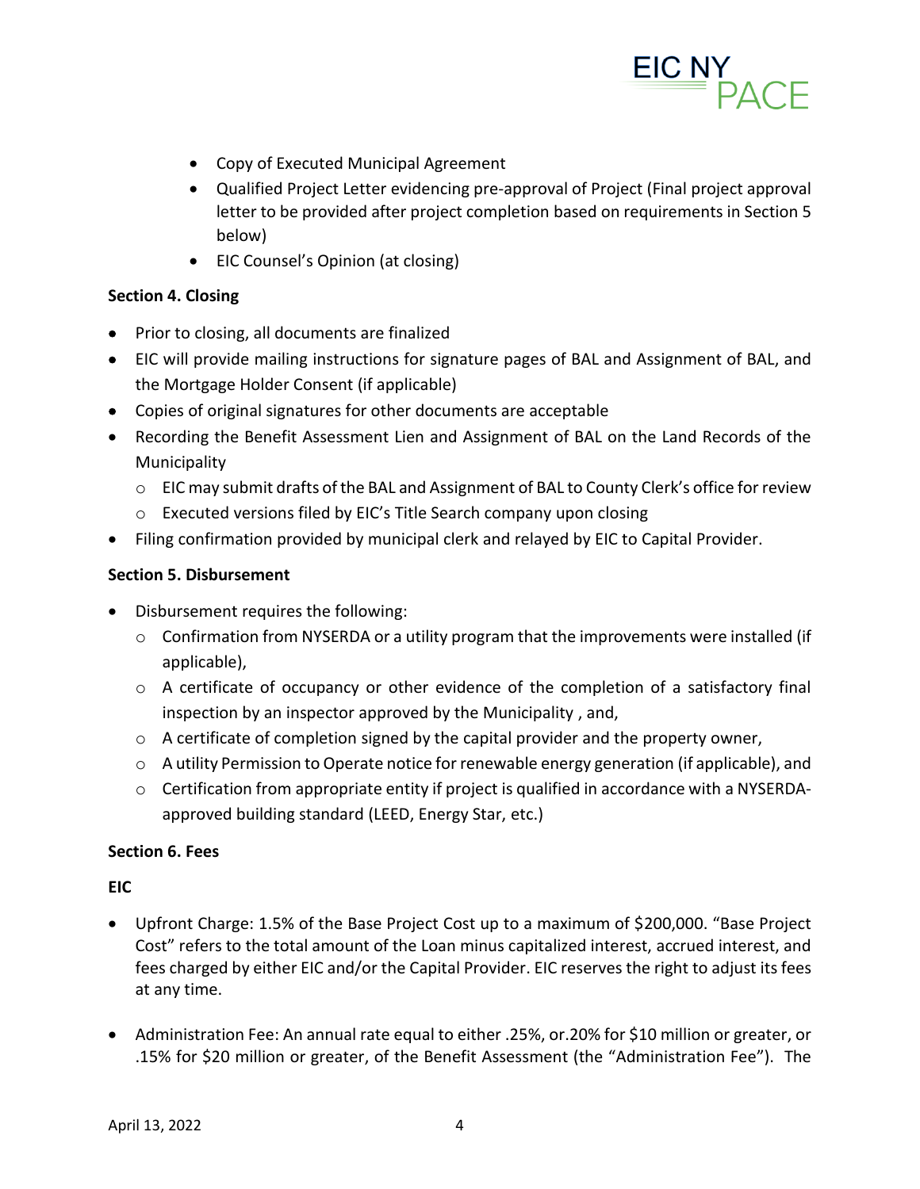- Copy of Executed Municipal Agreement
- Qualified Project Letter evidencing pre-approval of Project (Final project approval letter to be provided after project completion based on requirements in Section 5 below)
- EIC Counsel's Opinion (at closing)

**Section 4. Closing**

- Prior to closing, all documents are finalized
- EIC will provide mailing instructions for signature pages of BAL and Assignment of BAL, and the Mortgage Holder Consent (if applicable)
- Copies of original signatures for other documents are acceptable
- Recording the Benefit Assessment Lien and Assignment of BAL on the Land Records of the Municipality
  - EIC may submit drafts of the BAL and Assignment of BAL to County Clerk's office for review
  - Executed versions filed by EIC's Title Search company upon closing
- Filing confirmation provided by municipal clerk and relayed by EIC to Capital Provider.

**Section 5. Disbursement**

- Disbursement requires the following:
  - Confirmation from NYSERDA or a utility program that the improvements were installed (if applicable),
  - A certificate of occupancy or other evidence of the completion of a satisfactory final inspection by an inspector approved by the Municipality , and,
  - A certificate of completion signed by the capital provider and the property owner,
  - A utility Permission to Operate notice for renewable energy generation (if applicable), and
  - Certification from appropriate entity if project is qualified in accordance with a NYSERDA-approved building standard (LEED, Energy Star, etc.)

**Section 6. Fees**

**EIC**

- Upfront Charge: 1.5% of the Base Project Cost up to a maximum of $200,000. "Base Project Cost" refers to the total amount of the Loan minus capitalized interest, accrued interest, and fees charged by either EIC and/or the Capital Provider. EIC reserves the right to adjust its fees at any time.

- Administration Fee: An annual rate equal to either .25%, or.20% for $10 million or greater, or .15% for $20 million or greater, of the Benefit Assessment (the "Administration Fee"). The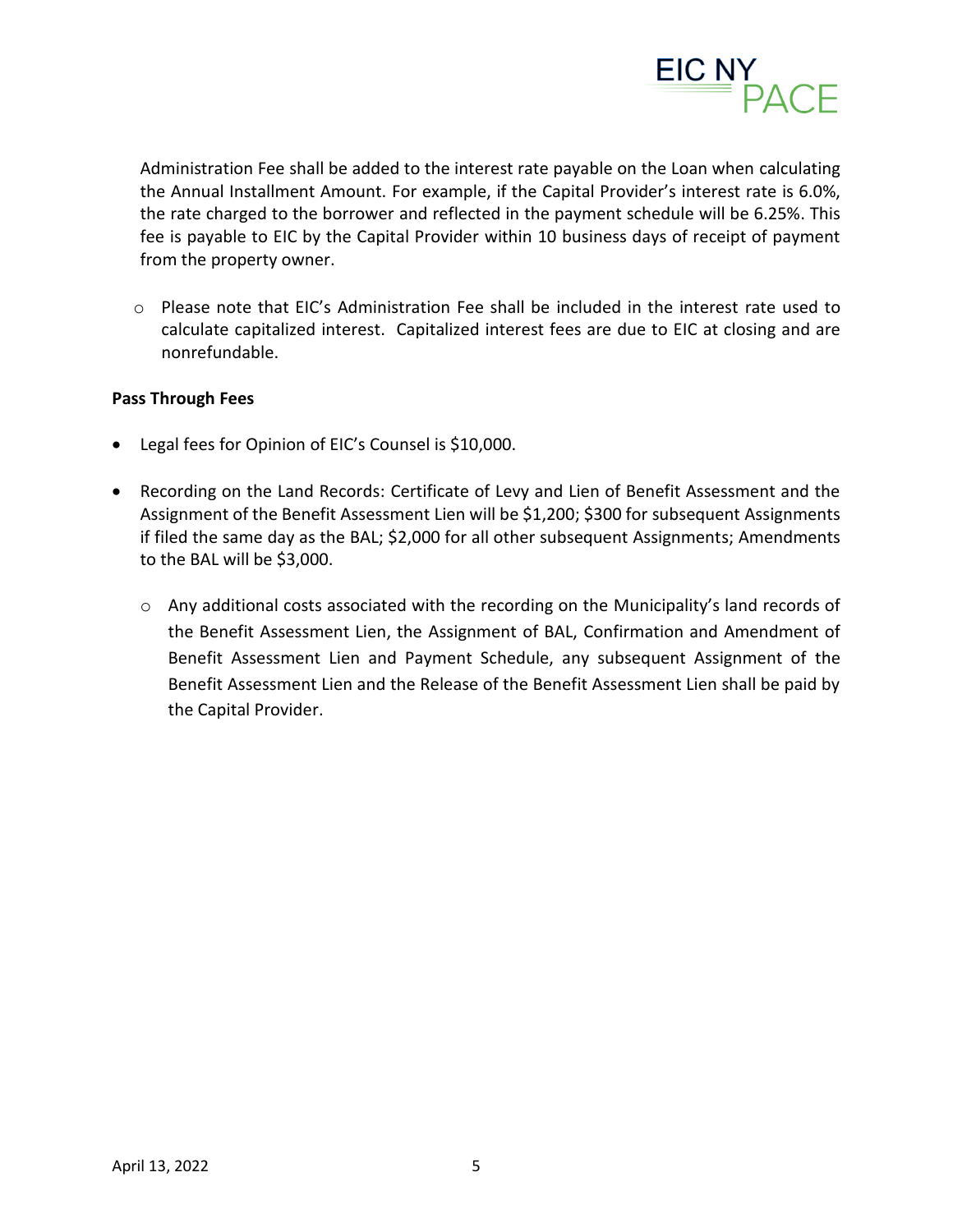Administration Fee shall be added to the interest rate payable on the Loan when calculating the Annual Installment Amount. For example, if the Capital Provider's interest rate is 6.0%, the rate charged to the borrower and reflected in the payment schedule will be 6.25%. This fee is payable to EIC by the Capital Provider within 10 business days of receipt of payment from the property owner.

- Please note that EIC's Administration Fee shall be included in the interest rate used to calculate capitalized interest. Capitalized interest fees are due to EIC at closing and are nonrefundable.

**Pass Through Fees**

- Legal fees for Opinion of EIC's Counsel is $10,000.
- Recording on the Land Records: Certificate of Levy and Lien of Benefit Assessment and the Assignment of the Benefit Assessment Lien will be $1,200; $300 for subsequent Assignments if filed the same day as the BAL; $2,000 for all other subsequent Assignments; Amendments to the BAL will be $3,000.
  - Any additional costs associated with the recording on the Municipality's land records of the Benefit Assessment Lien, the Assignment of BAL, Confirmation and Amendment of Benefit Assessment Lien and Payment Schedule, any subsequent Assignment of the Benefit Assessment Lien and the Release of the Benefit Assessment Lien shall be paid by the Capital Provider.

April 13, 2022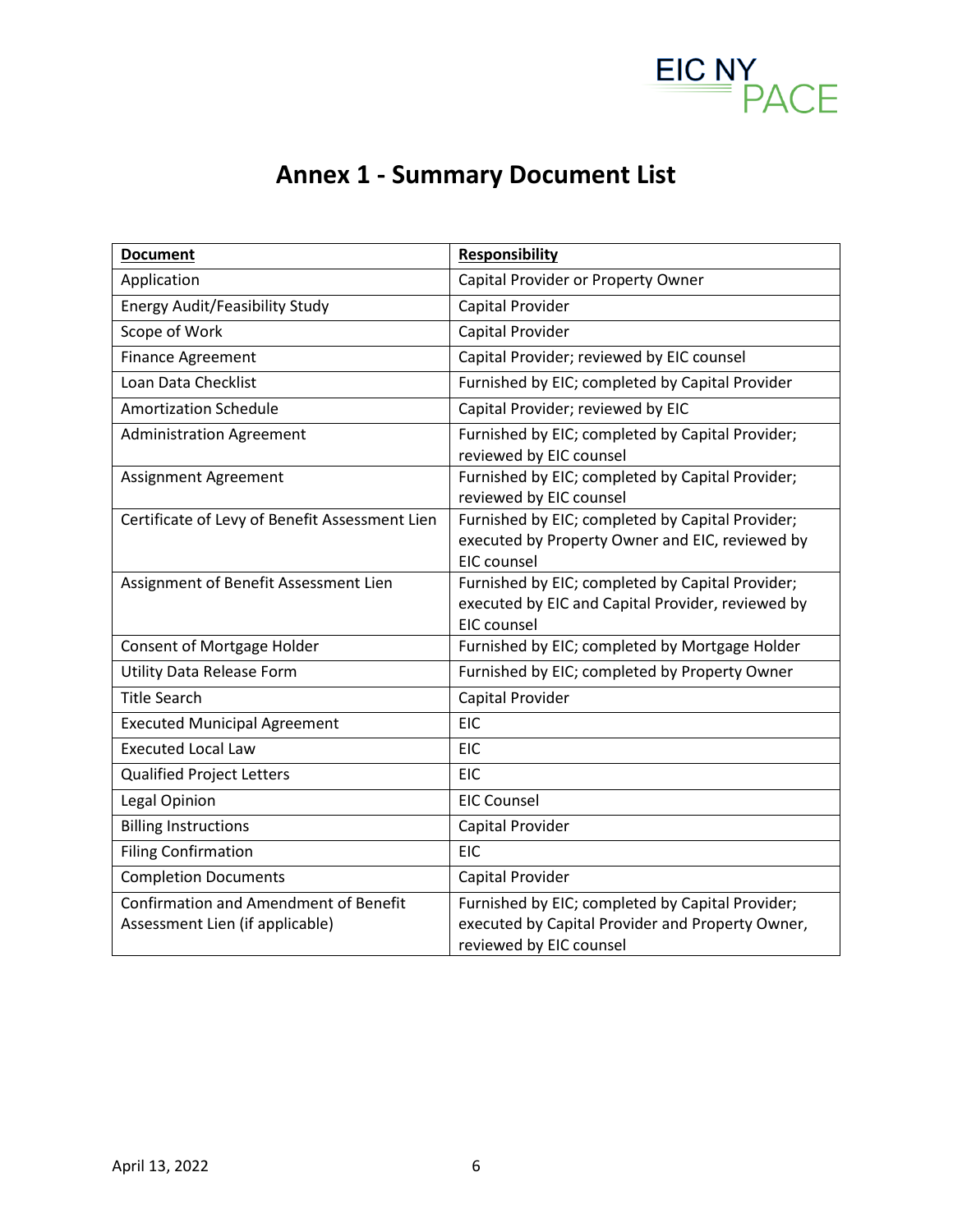# Annex 1 - Summary Document List

| **Document** | **Responsibility** |
|---|---|
| Application | Capital Provider or Property Owner |
| Energy Audit/Feasibility Study | Capital Provider |
| Scope of Work | Capital Provider |
| Finance Agreement | Capital Provider; reviewed by EIC counsel |
| Loan Data Checklist | Furnished by EIC; completed by Capital Provider |
| Amortization Schedule | Capital Provider; reviewed by EIC |
| Administration Agreement | Furnished by EIC; completed by Capital Provider; reviewed by EIC counsel |
| Assignment Agreement | Furnished by EIC; completed by Capital Provider; reviewed by EIC counsel |
| Certificate of Levy of Benefit Assessment Lien | Furnished by EIC; completed by Capital Provider; executed by Property Owner and EIC, reviewed by EIC counsel |
| Assignment of Benefit Assessment Lien | Furnished by EIC; completed by Capital Provider; executed by EIC and Capital Provider, reviewed by EIC counsel |
| Consent of Mortgage Holder | Furnished by EIC; completed by Mortgage Holder |
| Utility Data Release Form | Furnished by EIC; completed by Property Owner |
| Title Search | Capital Provider |
| Executed Municipal Agreement | EIC |
| Executed Local Law | EIC |
| Qualified Project Letters | EIC |
| Legal Opinion | EIC Counsel |
| Billing Instructions | Capital Provider |
| Filing Confirmation | EIC |
| Completion Documents | Capital Provider |
| Confirmation and Amendment of Benefit Assessment Lien (if applicable) | Furnished by EIC; completed by Capital Provider; executed by Capital Provider and Property Owner, reviewed by EIC counsel |

April 13, 2022